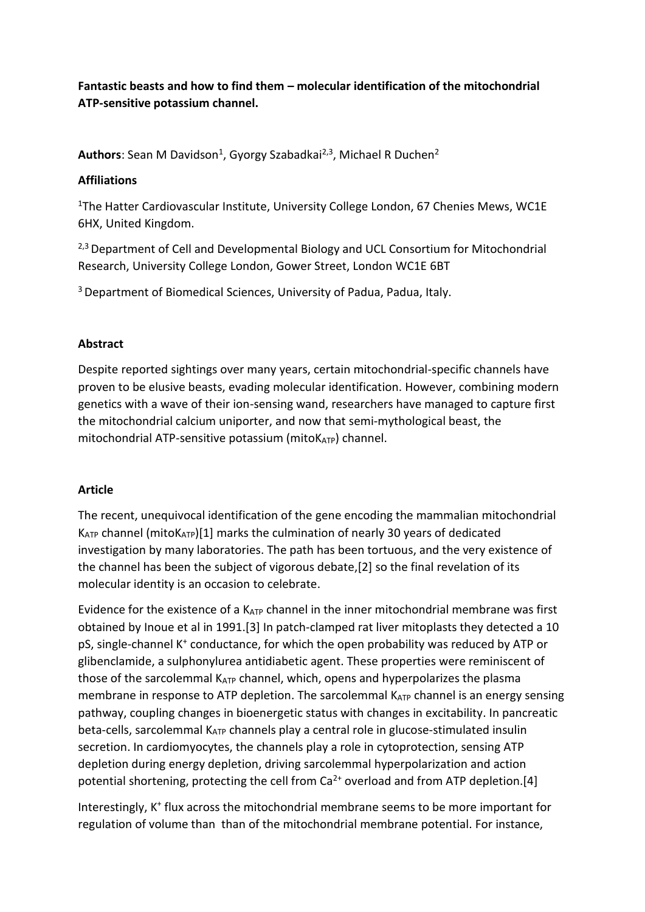**Fantastic beasts and how to find them – molecular identification of the mitochondrial ATP-sensitive potassium channel.**

**Authors**: Sean M Davidson[1], Gyorgy Szabadkai[2,3], Michael R Duchen[2]

**Affiliations**

[1]The Hatter Cardiovascular Institute, University College London, 67 Chenies Mews, WC1E 6HX, United Kingdom.

[2,3] Department of Cell and Developmental Biology and UCL Consortium for Mitochondrial Research, University College London, Gower Street, London WC1E 6BT

[3] Department of Biomedical Sciences, University of Padua, Padua, Italy.

**Abstract**

Despite reported sightings over many years, certain mitochondrial-specific channels have proven to be elusive beasts, evading molecular identification. However, combining modern genetics with a wave of their ion-sensing wand, researchers have managed to capture first the mitochondrial calcium uniporter, and now that semi-mythological beast, the mitochondrial ATP-sensitive potassium (mito$K_{ATP}$) channel.

**Article**

The recent, unequivocal identification of the gene encoding the mammalian mitochondrial $K_{ATP}$ channel (mito$K_{ATP}$)[1] marks the culmination of nearly 30 years of dedicated investigation by many laboratories. The path has been tortuous, and the very existence of the channel has been the subject of vigorous debate,[2] so the final revelation of its molecular identity is an occasion to celebrate.

Evidence for the existence of a $K_{ATP}$ channel in the inner mitochondrial membrane was first obtained by Inoue et al in 1991.[3] In patch-clamped rat liver mitoplasts they detected a 10 pS, single-channel $K^+$ conductance, for which the open probability was reduced by ATP or glibenclamide, a sulphonylurea antidiabetic agent. These properties were reminiscent of those of the sarcolemmal $K_{ATP}$ channel, which, opens and hyperpolarizes the plasma membrane in response to ATP depletion. The sarcolemmal $K_{ATP}$ channel is an energy sensing pathway, coupling changes in bioenergetic status with changes in excitability. In pancreatic beta-cells, sarcolemmal $K_{ATP}$ channels play a central role in glucose-stimulated insulin secretion. In cardiomyocytes, the channels play a role in cytoprotection, sensing ATP depletion during energy depletion, driving sarcolemmal hyperpolarization and action potential shortening, protecting the cell from $Ca^{2+}$ overload and from ATP depletion.[4]

Interestingly, $K^+$ flux across the mitochondrial membrane seems to be more important for regulation of volume than than of the mitochondrial membrane potential. For instance,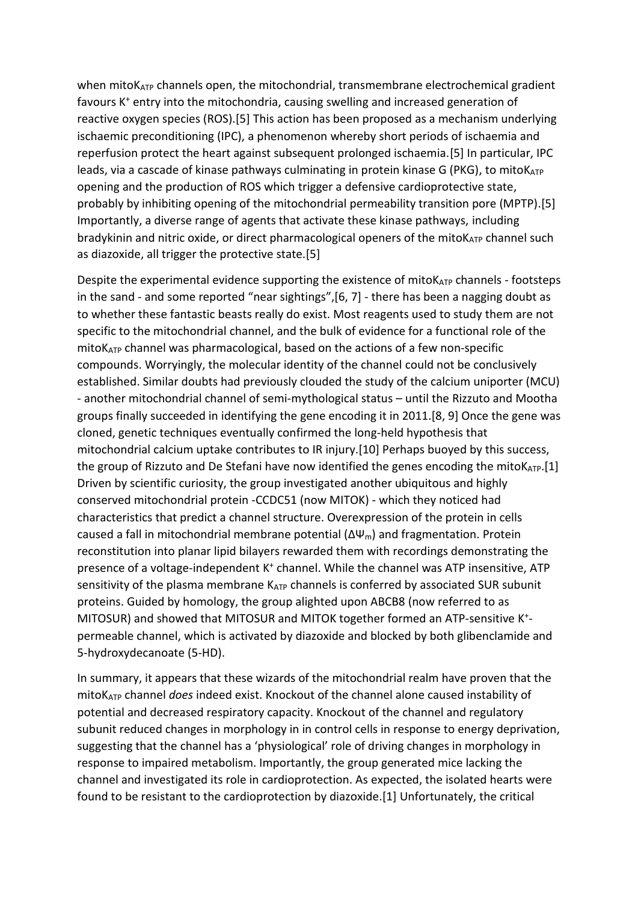when mito$K_{ATP}$ channels open, the mitochondrial, transmembrane electrochemical gradient favours $K^+$ entry into the mitochondria, causing swelling and increased generation of reactive oxygen species (ROS).[5] This action has been proposed as a mechanism underlying ischaemic preconditioning (IPC), a phenomenon whereby short periods of ischaemia and reperfusion protect the heart against subsequent prolonged ischaemia.[5] In particular, IPC leads, via a cascade of kinase pathways culminating in protein kinase G (PKG), to mito$K_{ATP}$ opening and the production of ROS which trigger a defensive cardioprotective state, probably by inhibiting opening of the mitochondrial permeability transition pore (MPTP).[5] Importantly, a diverse range of agents that activate these kinase pathways, including bradykinin and nitric oxide, or direct pharmacological openers of the mito$K_{ATP}$ channel such as diazoxide, all trigger the protective state.[5]

Despite the experimental evidence supporting the existence of mito$K_{ATP}$ channels - footsteps in the sand - and some reported "near sightings",[6, 7] - there has been a nagging doubt as to whether these fantastic beasts really do exist. Most reagents used to study them are not specific to the mitochondrial channel, and the bulk of evidence for a functional role of the mito$K_{ATP}$ channel was pharmacological, based on the actions of a few non-specific compounds. Worryingly, the molecular identity of the channel could not be conclusively established. Similar doubts had previously clouded the study of the calcium uniporter (MCU) - another mitochondrial channel of semi-mythological status – until the Rizzuto and Mootha groups finally succeeded in identifying the gene encoding it in 2011.[8, 9] Once the gene was cloned, genetic techniques eventually confirmed the long-held hypothesis that mitochondrial calcium uptake contributes to IR injury.[10] Perhaps buoyed by this success, the group of Rizzuto and De Stefani have now identified the genes encoding the mito$K_{ATP}$.[1] Driven by scientific curiosity, the group investigated another ubiquitous and highly conserved mitochondrial protein -CCDC51 (now MITOK) - which they noticed had characteristics that predict a channel structure. Overexpression of the protein in cells caused a fall in mitochondrial membrane potential ($\Delta\Psi_m$) and fragmentation. Protein reconstitution into planar lipid bilayers rewarded them with recordings demonstrating the presence of a voltage-independent $K^+$ channel. While the channel was ATP insensitive, ATP sensitivity of the plasma membrane $K_{ATP}$ channels is conferred by associated SUR subunit proteins. Guided by homology, the group alighted upon ABCB8 (now referred to as MITOSUR) and showed that MITOSUR and MITOK together formed an ATP-sensitive $K^+$-permeable channel, which is activated by diazoxide and blocked by both glibenclamide and 5-hydroxydecanoate (5-HD).

In summary, it appears that these wizards of the mitochondrial realm have proven that the mito$K_{ATP}$ channel *does* indeed exist. Knockout of the channel alone caused instability of potential and decreased respiratory capacity. Knockout of the channel and regulatory subunit reduced changes in morphology in in control cells in response to energy deprivation, suggesting that the channel has a 'physiological' role of driving changes in morphology in response to impaired metabolism. Importantly, the group generated mice lacking the channel and investigated its role in cardioprotection. As expected, the isolated hearts were found to be resistant to the cardioprotection by diazoxide.[1] Unfortunately, the critical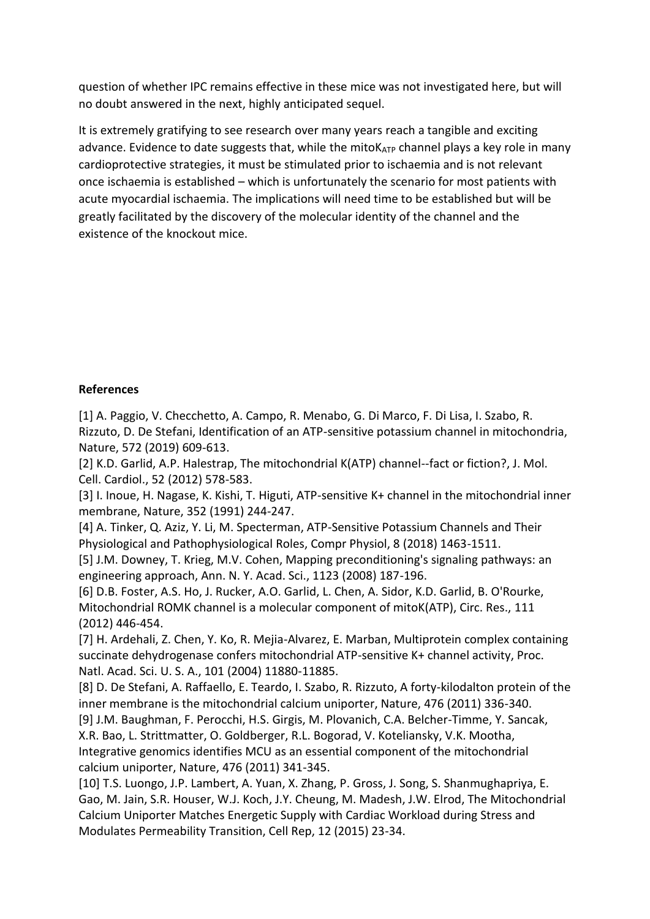question of whether IPC remains effective in these mice was not investigated here, but will no doubt answered in the next, highly anticipated sequel.

It is extremely gratifying to see research over many years reach a tangible and exciting advance. Evidence to date suggests that, while the mito$K_{ATP}$ channel plays a key role in many cardioprotective strategies, it must be stimulated prior to ischaemia and is not relevant once ischaemia is established – which is unfortunately the scenario for most patients with acute myocardial ischaemia. The implications will need time to be established but will be greatly facilitated by the discovery of the molecular identity of the channel and the existence of the knockout mice.

**References**

[1] A. Paggio, V. Checchetto, A. Campo, R. Menabo, G. Di Marco, F. Di Lisa, I. Szabo, R. Rizzuto, D. De Stefani, Identification of an ATP-sensitive potassium channel in mitochondria, Nature, 572 (2019) 609-613.
[2] K.D. Garlid, A.P. Halestrap, The mitochondrial K(ATP) channel--fact or fiction?, J. Mol. Cell. Cardiol., 52 (2012) 578-583.
[3] I. Inoue, H. Nagase, K. Kishi, T. Higuti, ATP-sensitive K+ channel in the mitochondrial inner membrane, Nature, 352 (1991) 244-247.
[4] A. Tinker, Q. Aziz, Y. Li, M. Specterman, ATP-Sensitive Potassium Channels and Their Physiological and Pathophysiological Roles, Compr Physiol, 8 (2018) 1463-1511.
[5] J.M. Downey, T. Krieg, M.V. Cohen, Mapping preconditioning's signaling pathways: an engineering approach, Ann. N. Y. Acad. Sci., 1123 (2008) 187-196.
[6] D.B. Foster, A.S. Ho, J. Rucker, A.O. Garlid, L. Chen, A. Sidor, K.D. Garlid, B. O'Rourke, Mitochondrial ROMK channel is a molecular component of mitoK(ATP), Circ. Res., 111 (2012) 446-454.
[7] H. Ardehali, Z. Chen, Y. Ko, R. Mejia-Alvarez, E. Marban, Multiprotein complex containing succinate dehydrogenase confers mitochondrial ATP-sensitive K+ channel activity, Proc. Natl. Acad. Sci. U. S. A., 101 (2004) 11880-11885.
[8] D. De Stefani, A. Raffaello, E. Teardo, I. Szabo, R. Rizzuto, A forty-kilodalton protein of the inner membrane is the mitochondrial calcium uniporter, Nature, 476 (2011) 336-340.
[9] J.M. Baughman, F. Perocchi, H.S. Girgis, M. Plovanich, C.A. Belcher-Timme, Y. Sancak, X.R. Bao, L. Strittmatter, O. Goldberger, R.L. Bogorad, V. Koteliansky, V.K. Mootha, Integrative genomics identifies MCU as an essential component of the mitochondrial calcium uniporter, Nature, 476 (2011) 341-345.
[10] T.S. Luongo, J.P. Lambert, A. Yuan, X. Zhang, P. Gross, J. Song, S. Shanmughapriya, E. Gao, M. Jain, S.R. Houser, W.J. Koch, J.Y. Cheung, M. Madesh, J.W. Elrod, The Mitochondrial Calcium Uniporter Matches Energetic Supply with Cardiac Workload during Stress and Modulates Permeability Transition, Cell Rep, 12 (2015) 23-34.